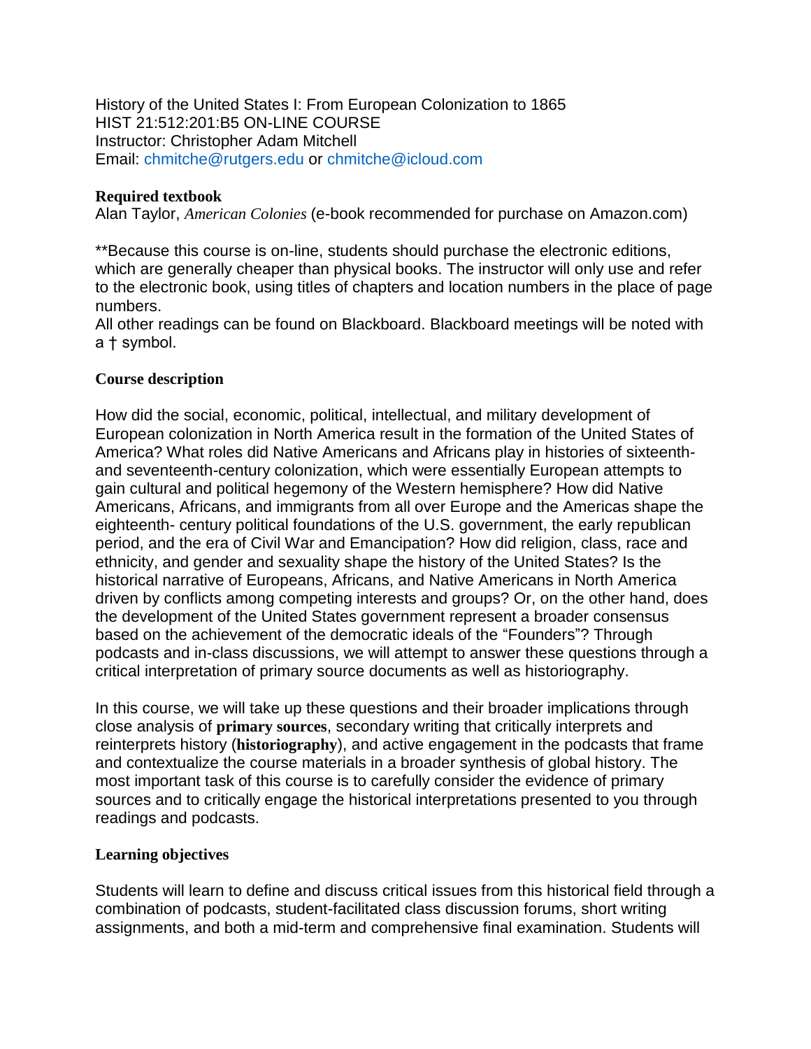History of the United States I: From European Colonization to 1865
HIST 21:512:201:B5 ON-LINE COURSE
Instructor: Christopher Adam Mitchell
Email: chmitche@rutgers.edu or chmitche@icloud.com

**Required textbook**

Alan Taylor, *American Colonies* (e-book recommended for purchase on Amazon.com)

**Because this course is on-line, students should purchase the electronic editions, which are generally cheaper than physical books. The instructor will only use and refer to the electronic book, using titles of chapters and location numbers in the place of page numbers.

All other readings can be found on Blackboard. Blackboard meetings will be noted with a † symbol.

**Course description**

How did the social, economic, political, intellectual, and military development of European colonization in North America result in the formation of the United States of America? What roles did Native Americans and Africans play in histories of sixteenth- and seventeenth-century colonization, which were essentially European attempts to gain cultural and political hegemony of the Western hemisphere? How did Native Americans, Africans, and immigrants from all over Europe and the Americas shape the eighteenth- century political foundations of the U.S. government, the early republican period, and the era of Civil War and Emancipation? How did religion, class, race and ethnicity, and gender and sexuality shape the history of the United States? Is the historical narrative of Europeans, Africans, and Native Americans in North America driven by conflicts among competing interests and groups? Or, on the other hand, does the development of the United States government represent a broader consensus based on the achievement of the democratic ideals of the "Founders"? Through podcasts and in-class discussions, we will attempt to answer these questions through a critical interpretation of primary source documents as well as historiography.

In this course, we will take up these questions and their broader implications through close analysis of **primary sources**, secondary writing that critically interprets and reinterprets history (**historiography**), and active engagement in the podcasts that frame and contextualize the course materials in a broader synthesis of global history. The most important task of this course is to carefully consider the evidence of primary sources and to critically engage the historical interpretations presented to you through readings and podcasts.

**Learning objectives**

Students will learn to define and discuss critical issues from this historical field through a combination of podcasts, student-facilitated class discussion forums, short writing assignments, and both a mid-term and comprehensive final examination. Students will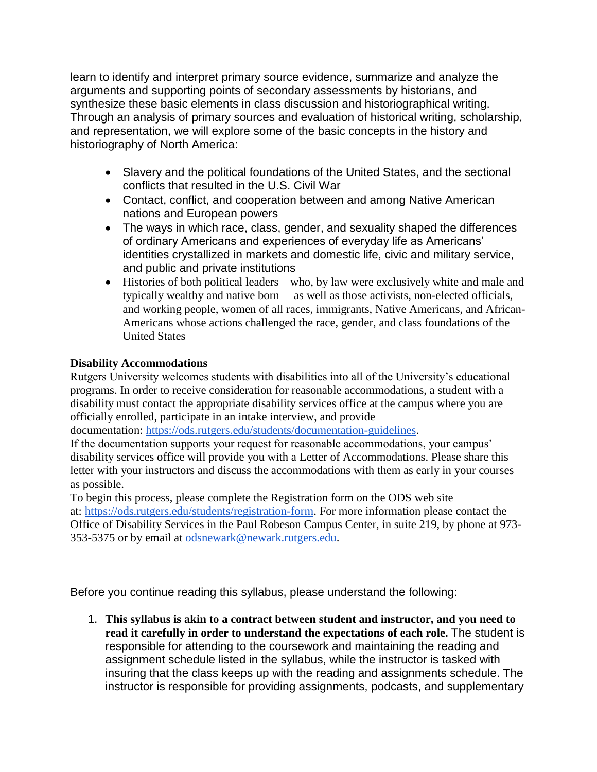learn to identify and interpret primary source evidence, summarize and analyze the arguments and supporting points of secondary assessments by historians, and synthesize these basic elements in class discussion and historiographical writing. Through an analysis of primary sources and evaluation of historical writing, scholarship, and representation, we will explore some of the basic concepts in the history and historiography of North America:

- Slavery and the political foundations of the United States, and the sectional conflicts that resulted in the U.S. Civil War
- Contact, conflict, and cooperation between and among Native American nations and European powers
- The ways in which race, class, gender, and sexuality shaped the differences of ordinary Americans and experiences of everyday life as Americans' identities crystallized in markets and domestic life, civic and military service, and public and private institutions
- Histories of both political leaders—who, by law were exclusively white and male and typically wealthy and native born— as well as those activists, non-elected officials, and working people, women of all races, immigrants, Native Americans, and African-Americans whose actions challenged the race, gender, and class foundations of the United States

**Disability Accommodations**

Rutgers University welcomes students with disabilities into all of the University's educational programs. In order to receive consideration for reasonable accommodations, a student with a disability must contact the appropriate disability services office at the campus where you are officially enrolled, participate in an intake interview, and provide documentation: https://ods.rutgers.edu/students/documentation-guidelines.

If the documentation supports your request for reasonable accommodations, your campus' disability services office will provide you with a Letter of Accommodations. Please share this letter with your instructors and discuss the accommodations with them as early in your courses as possible.

To begin this process, please complete the Registration form on the ODS web site at: https://ods.rutgers.edu/students/registration-form. For more information please contact the Office of Disability Services in the Paul Robeson Campus Center, in suite 219, by phone at 973-353-5375 or by email at odsnewark@newark.rutgers.edu.

Before you continue reading this syllabus, please understand the following:

1. **This syllabus is akin to a contract between student and instructor, and you need to read it carefully in order to understand the expectations of each role.** The student is responsible for attending to the coursework and maintaining the reading and assignment schedule listed in the syllabus, while the instructor is tasked with insuring that the class keeps up with the reading and assignments schedule. The instructor is responsible for providing assignments, podcasts, and supplementary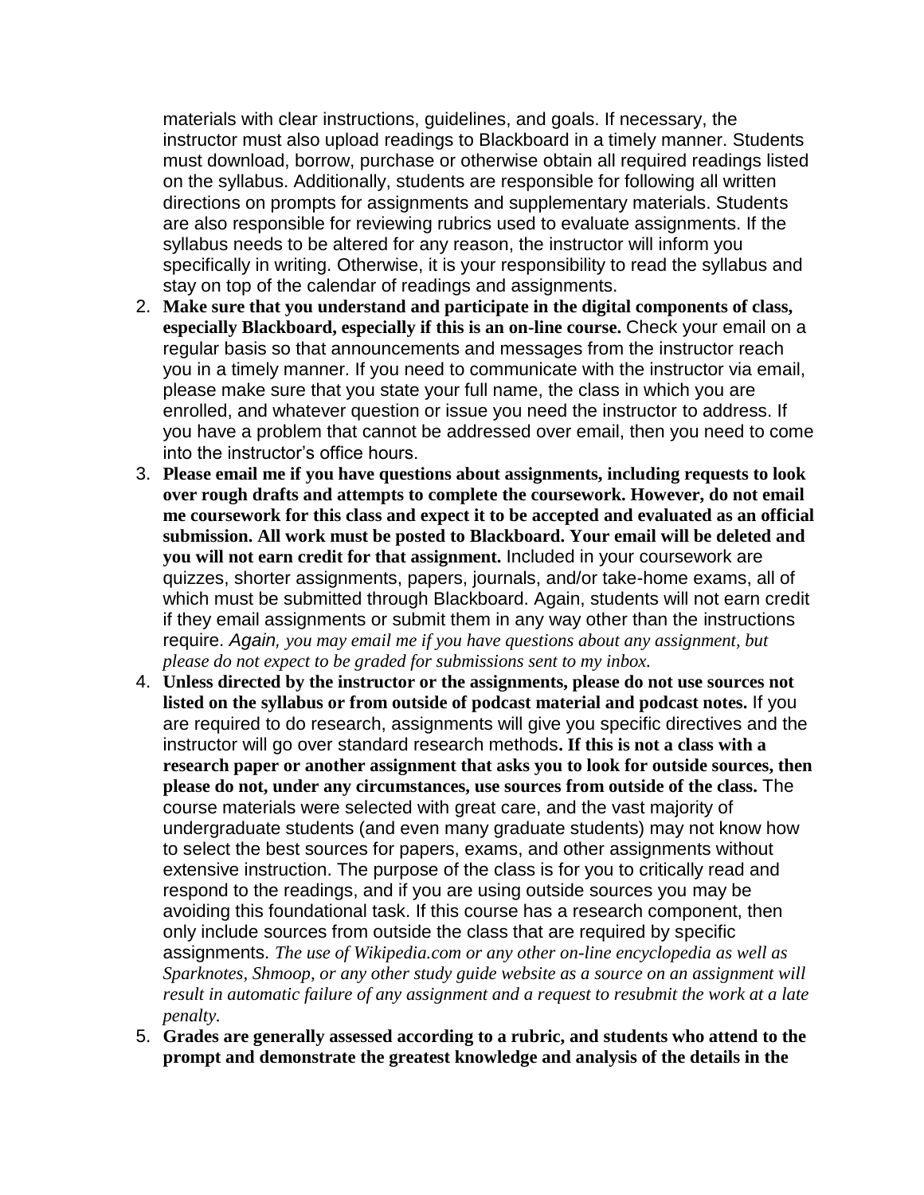materials with clear instructions, guidelines, and goals. If necessary, the instructor must also upload readings to Blackboard in a timely manner. Students must download, borrow, purchase or otherwise obtain all required readings listed on the syllabus. Additionally, students are responsible for following all written directions on prompts for assignments and supplementary materials. Students are also responsible for reviewing rubrics used to evaluate assignments. If the syllabus needs to be altered for any reason, the instructor will inform you specifically in writing. Otherwise, it is your responsibility to read the syllabus and stay on top of the calendar of readings and assignments.

2. **Make sure that you understand and participate in the digital components of class, especially Blackboard, especially if this is an on-line course.** Check your email on a regular basis so that announcements and messages from the instructor reach you in a timely manner. If you need to communicate with the instructor via email, please make sure that you state your full name, the class in which you are enrolled, and whatever question or issue you need the instructor to address. If you have a problem that cannot be addressed over email, then you need to come into the instructor's office hours.
3. **Please email me if you have questions about assignments, including requests to look over rough drafts and attempts to complete the coursework. However, do not email me coursework for this class and expect it to be accepted and evaluated as an official submission. All work must be posted to Blackboard. Your email will be deleted and you will not earn credit for that assignment.** Included in your coursework are quizzes, shorter assignments, papers, journals, and/or take-home exams, all of which must be submitted through Blackboard. Again, students will not earn credit if they email assignments or submit them in any way other than the instructions require. *Again, you may email me if you have questions about any assignment, but please do not expect to be graded for submissions sent to my inbox.*
4. **Unless directed by the instructor or the assignments, please do not use sources not listed on the syllabus or from outside of podcast material and podcast notes.** If you are required to do research, assignments will give you specific directives and the instructor will go over standard research methods**. If this is not a class with a research paper or another assignment that asks you to look for outside sources, then please do not, under any circumstances, use sources from outside of the class.** The course materials were selected with great care, and the vast majority of undergraduate students (and even many graduate students) may not know how to select the best sources for papers, exams, and other assignments without extensive instruction. The purpose of the class is for you to critically read and respond to the readings, and if you are using outside sources you may be avoiding this foundational task. If this course has a research component, then only include sources from outside the class that are required by specific assignments. *The use of Wikipedia.com or any other on-line encyclopedia as well as Sparknotes, Shmoop, or any other study guide website as a source on an assignment will result in automatic failure of any assignment and a request to resubmit the work at a late penalty.*
5. **Grades are generally assessed according to a rubric, and students who attend to the prompt and demonstrate the greatest knowledge and analysis of the details in the**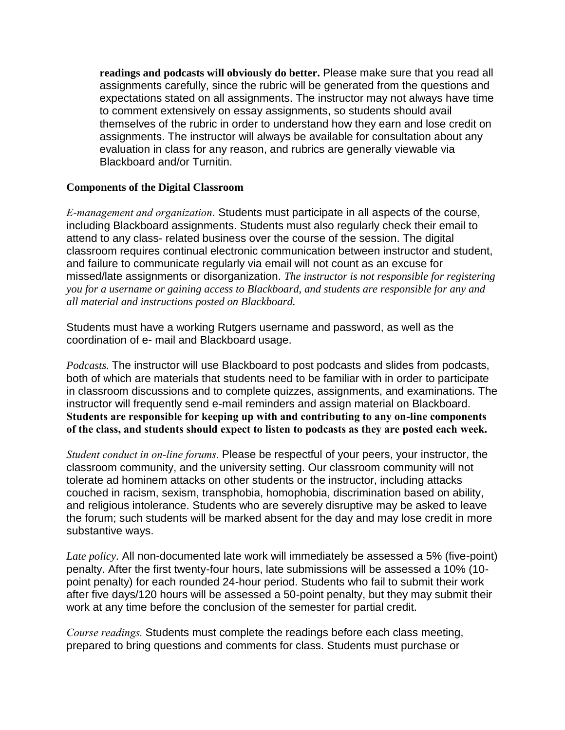**readings and podcasts will obviously do better.** Please make sure that you read all assignments carefully, since the rubric will be generated from the questions and expectations stated on all assignments. The instructor may not always have time to comment extensively on essay assignments, so students should avail themselves of the rubric in order to understand how they earn and lose credit on assignments. The instructor will always be available for consultation about any evaluation in class for any reason, and rubrics are generally viewable via Blackboard and/or Turnitin.

**Components of the Digital Classroom**

*E-management and organization*. Students must participate in all aspects of the course, including Blackboard assignments. Students must also regularly check their email to attend to any class- related business over the course of the session. The digital classroom requires continual electronic communication between instructor and student, and failure to communicate regularly via email will not count as an excuse for missed/late assignments or disorganization. *The instructor is not responsible for registering you for a username or gaining access to Blackboard, and students are responsible for any and all material and instructions posted on Blackboard.*

Students must have a working Rutgers username and password, as well as the coordination of e- mail and Blackboard usage.

*Podcasts.* The instructor will use Blackboard to post podcasts and slides from podcasts, both of which are materials that students need to be familiar with in order to participate in classroom discussions and to complete quizzes, assignments, and examinations. The instructor will frequently send e-mail reminders and assign material on Blackboard. **Students are responsible for keeping up with and contributing to any on-line components of the class, and students should expect to listen to podcasts as they are posted each week.**

*Student conduct in on-line forums.* Please be respectful of your peers, your instructor, the classroom community, and the university setting. Our classroom community will not tolerate ad hominem attacks on other students or the instructor, including attacks couched in racism, sexism, transphobia, homophobia, discrimination based on ability, and religious intolerance. Students who are severely disruptive may be asked to leave the forum; such students will be marked absent for the day and may lose credit in more substantive ways.

*Late policy*. All non-documented late work will immediately be assessed a 5% (five-point) penalty. After the first twenty-four hours, late submissions will be assessed a 10% (10-point penalty) for each rounded 24-hour period. Students who fail to submit their work after five days/120 hours will be assessed a 50-point penalty, but they may submit their work at any time before the conclusion of the semester for partial credit.

*Course readings.* Students must complete the readings before each class meeting, prepared to bring questions and comments for class. Students must purchase or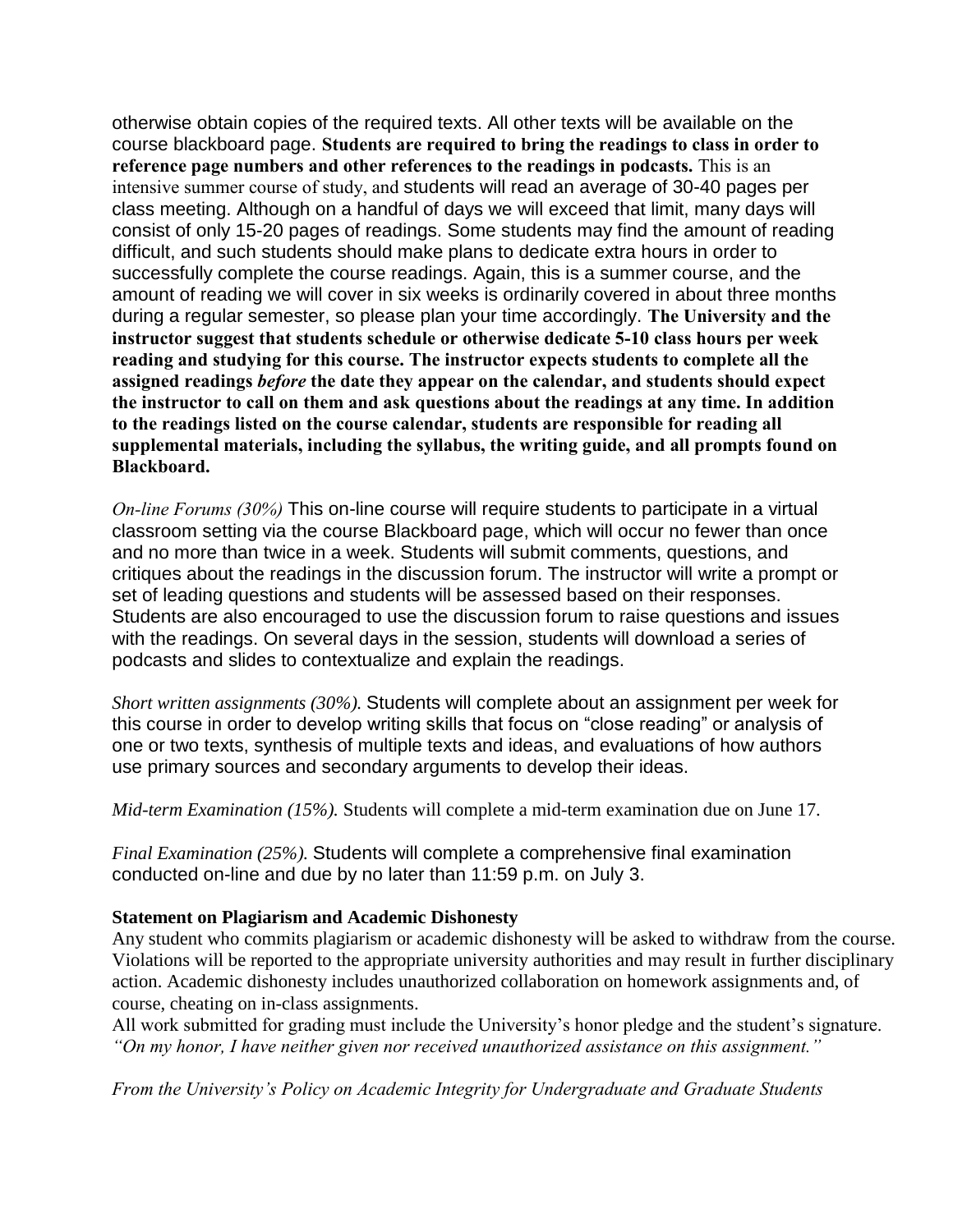otherwise obtain copies of the required texts. All other texts will be available on the course blackboard page. **Students are required to bring the readings to class in order to reference page numbers and other references to the readings in podcasts.** This is an intensive summer course of study, and students will read an average of 30-40 pages per class meeting. Although on a handful of days we will exceed that limit, many days will consist of only 15-20 pages of readings. Some students may find the amount of reading difficult, and such students should make plans to dedicate extra hours in order to successfully complete the course readings. Again, this is a summer course, and the amount of reading we will cover in six weeks is ordinarily covered in about three months during a regular semester, so please plan your time accordingly. **The University and the instructor suggest that students schedule or otherwise dedicate 5-10 class hours per week reading and studying for this course. The instructor expects students to complete all the assigned readings *before* the date they appear on the calendar, and students should expect the instructor to call on them and ask questions about the readings at any time. In addition to the readings listed on the course calendar, students are responsible for reading all supplemental materials, including the syllabus, the writing guide, and all prompts found on Blackboard.**

*On-line Forums (30%)* This on-line course will require students to participate in a virtual classroom setting via the course Blackboard page, which will occur no fewer than once and no more than twice in a week. Students will submit comments, questions, and critiques about the readings in the discussion forum. The instructor will write a prompt or set of leading questions and students will be assessed based on their responses. Students are also encouraged to use the discussion forum to raise questions and issues with the readings. On several days in the session, students will download a series of podcasts and slides to contextualize and explain the readings.

*Short written assignments (30%).* Students will complete about an assignment per week for this course in order to develop writing skills that focus on "close reading" or analysis of one or two texts, synthesis of multiple texts and ideas, and evaluations of how authors use primary sources and secondary arguments to develop their ideas.

*Mid-term Examination (15%).* Students will complete a mid-term examination due on June 17.

*Final Examination (25%).* Students will complete a comprehensive final examination conducted on-line and due by no later than 11:59 p.m. on July 3.

**Statement on Plagiarism and Academic Dishonesty**

Any student who commits plagiarism or academic dishonesty will be asked to withdraw from the course. Violations will be reported to the appropriate university authorities and may result in further disciplinary action. Academic dishonesty includes unauthorized collaboration on homework assignments and, of course, cheating on in-class assignments.

All work submitted for grading must include the University's honor pledge and the student's signature. *"On my honor, I have neither given nor received unauthorized assistance on this assignment."*

*From the University's Policy on Academic Integrity for Undergraduate and Graduate Students*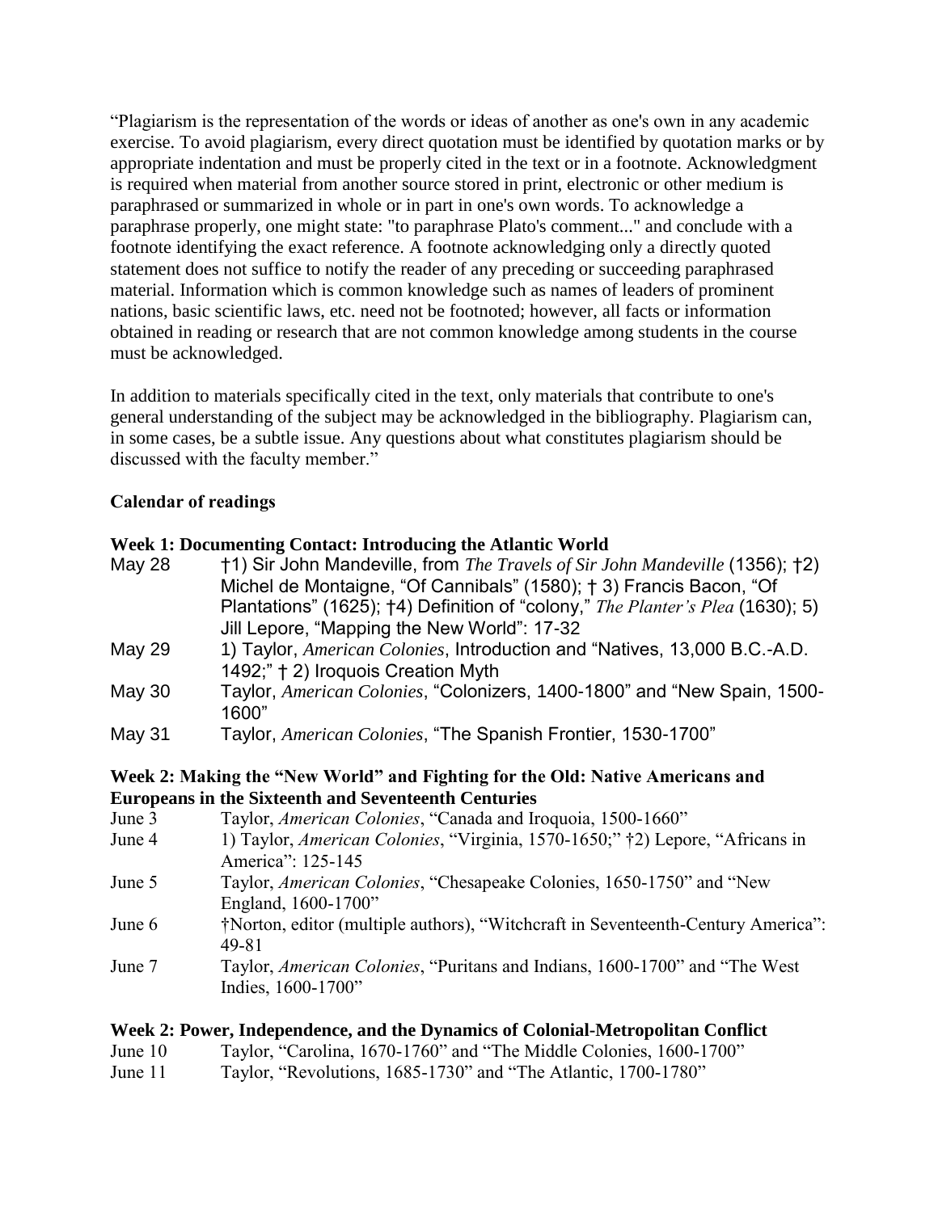"Plagiarism is the representation of the words or ideas of another as one's own in any academic exercise. To avoid plagiarism, every direct quotation must be identified by quotation marks or by appropriate indentation and must be properly cited in the text or in a footnote. Acknowledgment is required when material from another source stored in print, electronic or other medium is paraphrased or summarized in whole or in part in one's own words. To acknowledge a paraphrase properly, one might state: "to paraphrase Plato's comment..." and conclude with a footnote identifying the exact reference. A footnote acknowledging only a directly quoted statement does not suffice to notify the reader of any preceding or succeeding paraphrased material. Information which is common knowledge such as names of leaders of prominent nations, basic scientific laws, etc. need not be footnoted; however, all facts or information obtained in reading or research that are not common knowledge among students in the course must be acknowledged.

In addition to materials specifically cited in the text, only materials that contribute to one's general understanding of the subject may be acknowledged in the bibliography. Plagiarism can, in some cases, be a subtle issue. Any questions about what constitutes plagiarism should be discussed with the faculty member."

**Calendar of readings**

**Week 1: Documenting Contact: Introducing the Atlantic World**

May 28 †1) Sir John Mandeville, from *The Travels of Sir John Mandeville* (1356); †2) Michel de Montaigne, "Of Cannibals" (1580); † 3) Francis Bacon, "Of Plantations" (1625); †4) Definition of "colony," *The Planter's Plea* (1630); 5) Jill Lepore, "Mapping the New World": 17-32

May 29 1) Taylor, *American Colonies*, Introduction and "Natives, 13,000 B.C.-A.D. 1492;" † 2) Iroquois Creation Myth

May 30 Taylor, *American Colonies*, "Colonizers, 1400-1800" and "New Spain, 1500-1600"

May 31 Taylor, *American Colonies*, "The Spanish Frontier, 1530-1700"

**Week 2: Making the "New World" and Fighting for the Old: Native Americans and Europeans in the Sixteenth and Seventeenth Centuries**

June 3 Taylor, *American Colonies*, "Canada and Iroquoia, 1500-1660"

June 4 1) Taylor, *American Colonies*, "Virginia, 1570-1650;" †2) Lepore, "Africans in America": 125-145

June 5 Taylor, *American Colonies*, "Chesapeake Colonies, 1650-1750" and "New England, 1600-1700"

June 6 †Norton, editor (multiple authors), "Witchcraft in Seventeenth-Century America": 49-81

June 7 Taylor, *American Colonies*, "Puritans and Indians, 1600-1700" and "The West Indies, 1600-1700"

**Week 2: Power, Independence, and the Dynamics of Colonial-Metropolitan Conflict**

June 10 Taylor, "Carolina, 1670-1760" and "The Middle Colonies, 1600-1700"

June 11 Taylor, "Revolutions, 1685-1730" and "The Atlantic, 1700-1780"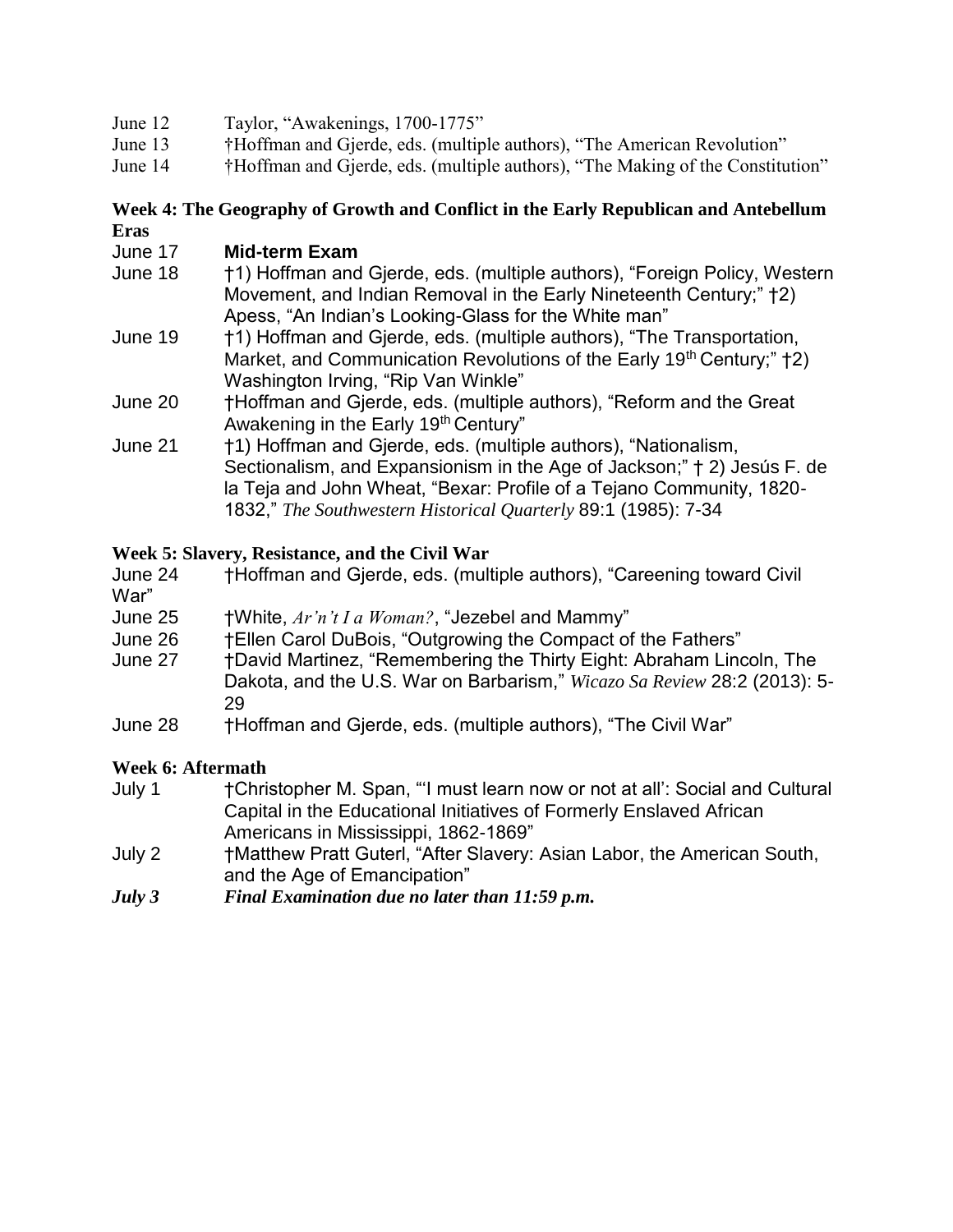June 12 Taylor, "Awakenings, 1700-1775"
June 13 †Hoffman and Gjerde, eds. (multiple authors), "The American Revolution"
June 14 †Hoffman and Gjerde, eds. (multiple authors), "The Making of the Constitution"

**Week 4: The Geography of Growth and Conflict in the Early Republican and Antebellum Eras**

June 17 **Mid-term Exam**

June 18 †1) Hoffman and Gjerde, eds. (multiple authors), "Foreign Policy, Western Movement, and Indian Removal in the Early Nineteenth Century;" †2) Apess, "An Indian's Looking-Glass for the White man"

June 19 †1) Hoffman and Gjerde, eds. (multiple authors), "The Transportation, Market, and Communication Revolutions of the Early 19th Century;" †2) Washington Irving, "Rip Van Winkle"

June 20 †Hoffman and Gjerde, eds. (multiple authors), "Reform and the Great Awakening in the Early 19th Century"

June 21 †1) Hoffman and Gjerde, eds. (multiple authors), "Nationalism, Sectionalism, and Expansionism in the Age of Jackson;" † 2) Jesús F. de la Teja and John Wheat, "Bexar: Profile of a Tejano Community, 1820-1832," *The Southwestern Historical Quarterly* 89:1 (1985): 7-34

**Week 5: Slavery, Resistance, and the Civil War**

June 24 †Hoffman and Gjerde, eds. (multiple authors), "Careening toward Civil War"

June 25 †White, *Ar'n't I a Woman?*, "Jezebel and Mammy"

June 26 †Ellen Carol DuBois, "Outgrowing the Compact of the Fathers"

June 27 †David Martinez, "Remembering the Thirty Eight: Abraham Lincoln, The Dakota, and the U.S. War on Barbarism," *Wicazo Sa Review* 28:2 (2013): 5-29

June 28 †Hoffman and Gjerde, eds. (multiple authors), "The Civil War"

**Week 6: Aftermath**

July 1 †Christopher M. Span, "'I must learn now or not at all': Social and Cultural Capital in the Educational Initiatives of Formerly Enslaved African Americans in Mississippi, 1862-1869"

July 2 †Matthew Pratt Guterl, "After Slavery: Asian Labor, the American South, and the Age of Emancipation"

***July 3*** ***Final Examination due no later than 11:59 p.m.***